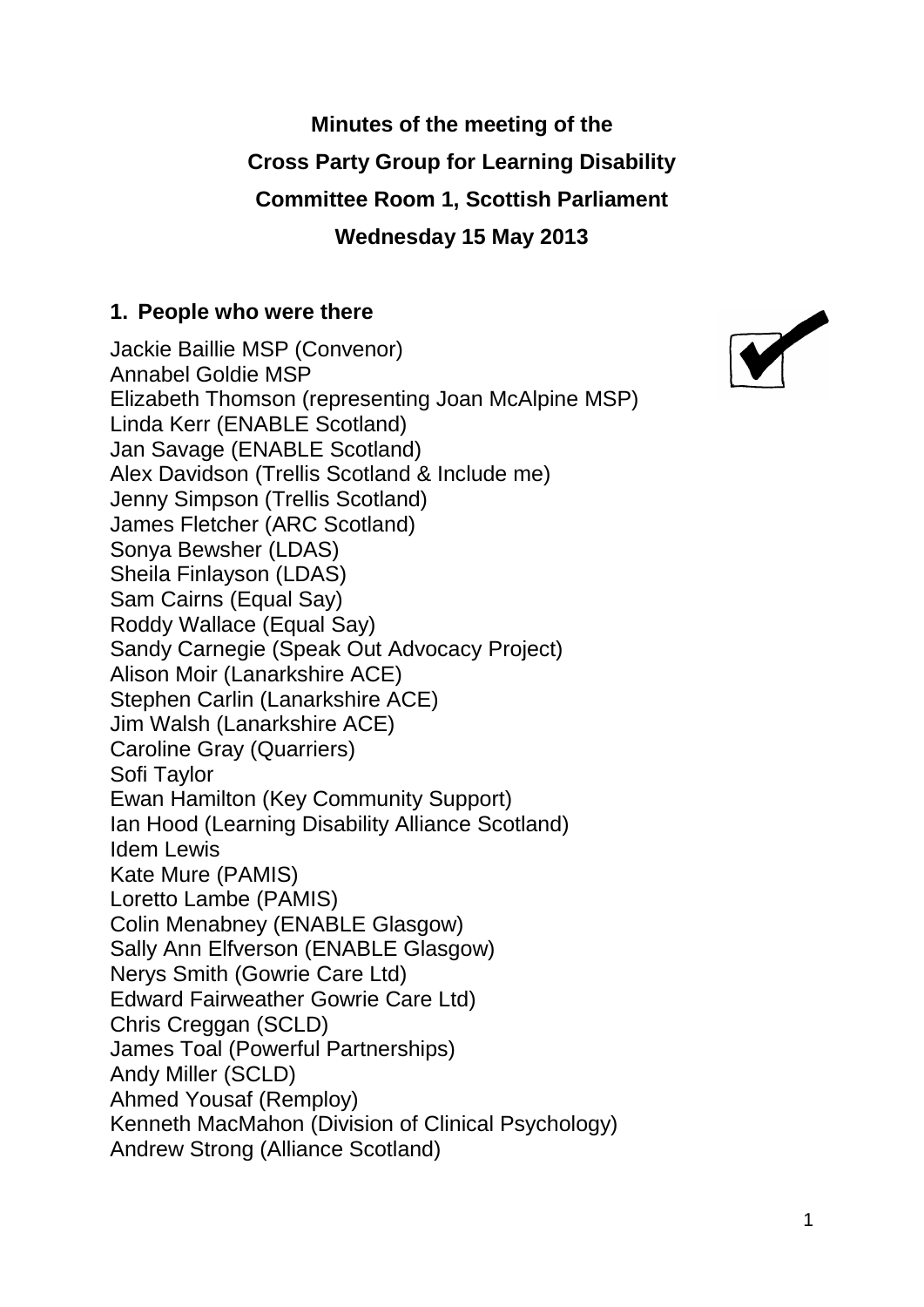**Minutes of the meeting of the**

**Cross Party Group for Learning Disability**

**Committee Room 1, Scottish Parliament**

**Wednesday 15 May 2013**

## 1. People who were there

Jackie Baillie MSP (Convenor)
Annabel Goldie MSP
Elizabeth Thomson (representing Joan McAlpine MSP)
Linda Kerr (ENABLE Scotland)
Jan Savage (ENABLE Scotland)
Alex Davidson (Trellis Scotland & Include me)
Jenny Simpson (Trellis Scotland)
James Fletcher (ARC Scotland)
Sonya Bewsher (LDAS)
Sheila Finlayson (LDAS)
Sam Cairns (Equal Say)
Roddy Wallace (Equal Say)
Sandy Carnegie (Speak Out Advocacy Project)
Alison Moir (Lanarkshire ACE)
Stephen Carlin (Lanarkshire ACE)
Jim Walsh (Lanarkshire ACE)
Caroline Gray (Quarriers)
Sofi Taylor
Ewan Hamilton (Key Community Support)
Ian Hood (Learning Disability Alliance Scotland)
Idem Lewis
Kate Mure (PAMIS)
Loretto Lambe (PAMIS)
Colin Menabney (ENABLE Glasgow)
Sally Ann Elfverson (ENABLE Glasgow)
Nerys Smith (Gowrie Care Ltd)
Edward Fairweather Gowrie Care Ltd)
Chris Creggan (SCLD)
James Toal (Powerful Partnerships)
Andy Miller (SCLD)
Ahmed Yousaf (Remploy)
Kenneth MacMahon (Division of Clinical Psychology)
Andrew Strong (Alliance Scotland)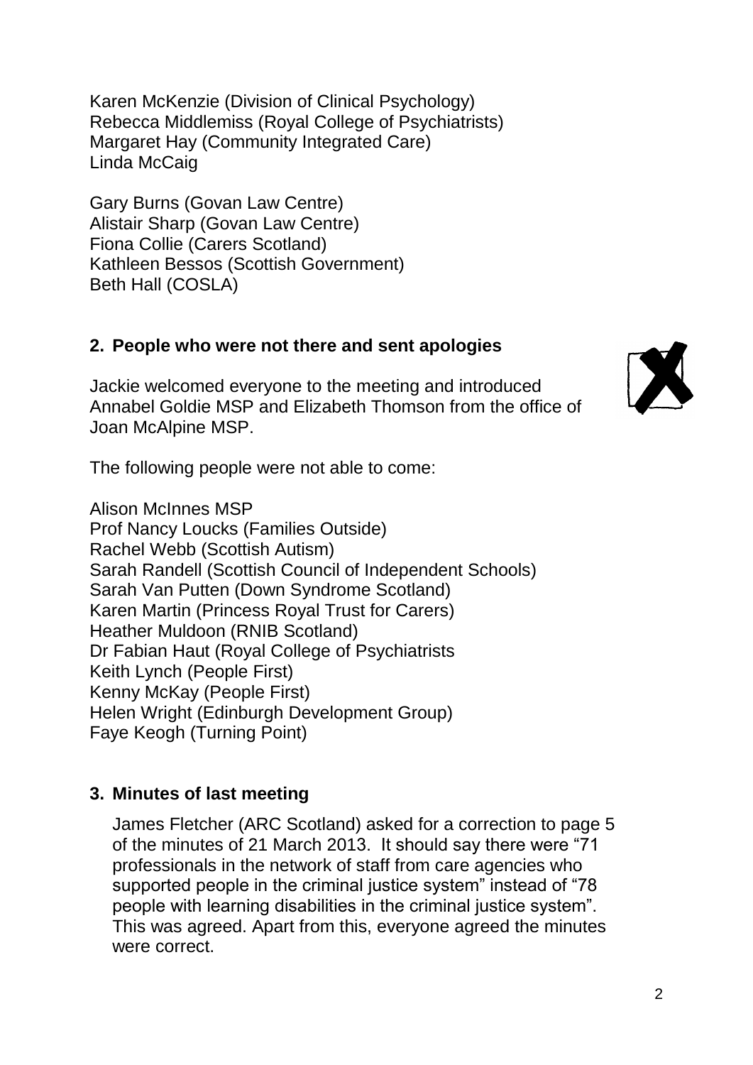Karen McKenzie (Division of Clinical Psychology)
Rebecca Middlemiss (Royal College of Psychiatrists)
Margaret Hay (Community Integrated Care)
Linda McCaig

Gary Burns (Govan Law Centre)
Alistair Sharp (Govan Law Centre)
Fiona Collie (Carers Scotland)
Kathleen Bessos (Scottish Government)
Beth Hall (COSLA)

## 2. People who were not there and sent apologies

Jackie welcomed everyone to the meeting and introduced Annabel Goldie MSP and Elizabeth Thomson from the office of Joan McAlpine MSP.

The following people were not able to come:

Alison McInnes MSP
Prof Nancy Loucks (Families Outside)
Rachel Webb (Scottish Autism)
Sarah Randell (Scottish Council of Independent Schools)
Sarah Van Putten (Down Syndrome Scotland)
Karen Martin (Princess Royal Trust for Carers)
Heather Muldoon (RNIB Scotland)
Dr Fabian Haut (Royal College of Psychiatrists
Keith Lynch (People First)
Kenny McKay (People First)
Helen Wright (Edinburgh Development Group)
Faye Keogh (Turning Point)

## 3. Minutes of last meeting

James Fletcher (ARC Scotland) asked for a correction to page 5 of the minutes of 21 March 2013. It should say there were "71 professionals in the network of staff from care agencies who supported people in the criminal justice system" instead of "78 people with learning disabilities in the criminal justice system". This was agreed. Apart from this, everyone agreed the minutes were correct.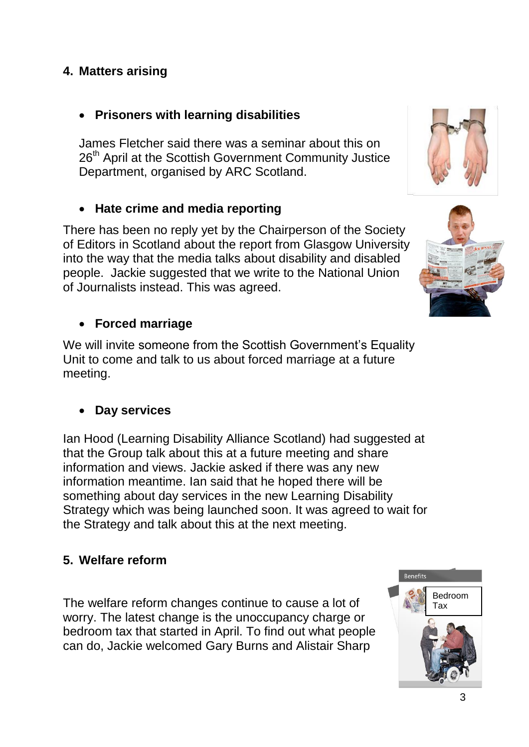## 4. Matters arising

- **Prisoners with learning disabilities**

James Fletcher said there was a seminar about this on 26th April at the Scottish Government Community Justice Department, organised by ARC Scotland.

- **Hate crime and media reporting**

There has been no reply yet by the Chairperson of the Society of Editors in Scotland about the report from Glasgow University into the way that the media talks about disability and disabled people. Jackie suggested that we write to the National Union of Journalists instead. This was agreed.

- **Forced marriage**

We will invite someone from the Scottish Government's Equality Unit to come and talk to us about forced marriage at a future meeting.

- **Day services**

Ian Hood (Learning Disability Alliance Scotland) had suggested at that the Group talk about this at a future meeting and share information and views. Jackie asked if there was any new information meantime. Ian said that he hoped there will be something about day services in the new Learning Disability Strategy which was being launched soon. It was agreed to wait for the Strategy and talk about this at the next meeting.

## 5. Welfare reform

The welfare reform changes continue to cause a lot of worry. The latest change is the unoccupancy charge or bedroom tax that started in April. To find out what people can do, Jackie welcomed Gary Burns and Alistair Sharp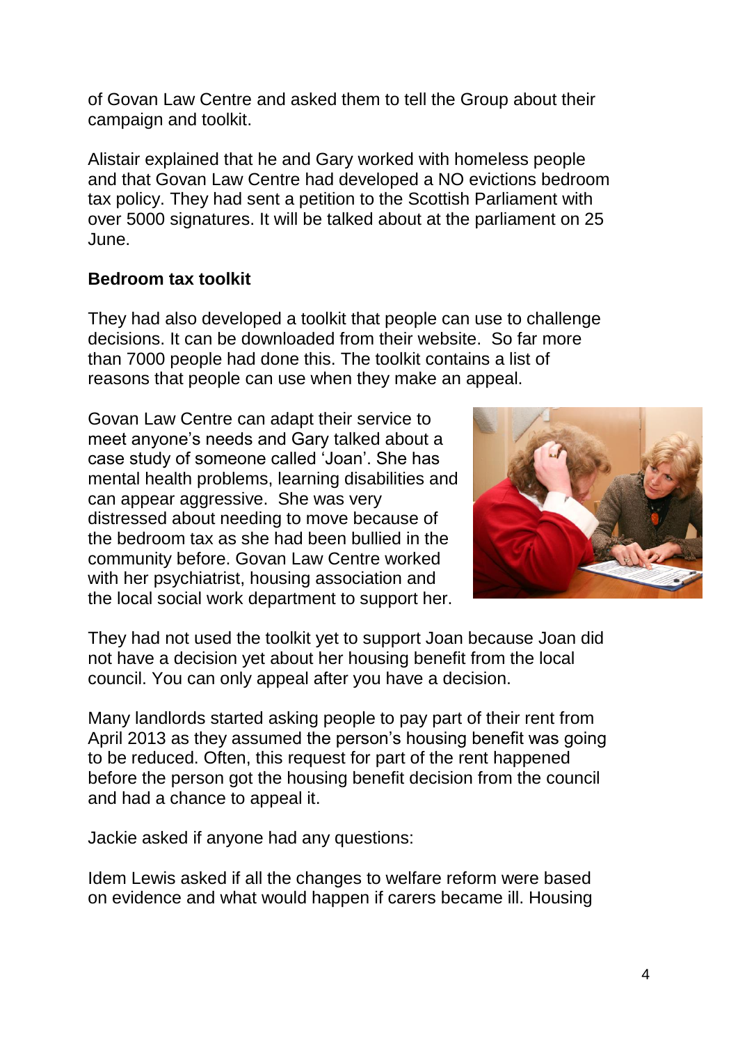of Govan Law Centre and asked them to tell the Group about their campaign and toolkit.

Alistair explained that he and Gary worked with homeless people and that Govan Law Centre had developed a NO evictions bedroom tax policy. They had sent a petition to the Scottish Parliament with over 5000 signatures. It will be talked about at the parliament on 25 June.

**Bedroom tax toolkit**

They had also developed a toolkit that people can use to challenge decisions. It can be downloaded from their website. So far more than 7000 people had done this. The toolkit contains a list of reasons that people can use when they make an appeal.

Govan Law Centre can adapt their service to meet anyone's needs and Gary talked about a case study of someone called 'Joan'. She has mental health problems, learning disabilities and can appear aggressive. She was very distressed about needing to move because of the bedroom tax as she had been bullied in the community before. Govan Law Centre worked with her psychiatrist, housing association and the local social work department to support her.

They had not used the toolkit yet to support Joan because Joan did not have a decision yet about her housing benefit from the local council. You can only appeal after you have a decision.

Many landlords started asking people to pay part of their rent from April 2013 as they assumed the person's housing benefit was going to be reduced. Often, this request for part of the rent happened before the person got the housing benefit decision from the council and had a chance to appeal it.

Jackie asked if anyone had any questions:

Idem Lewis asked if all the changes to welfare reform were based on evidence and what would happen if carers became ill. Housing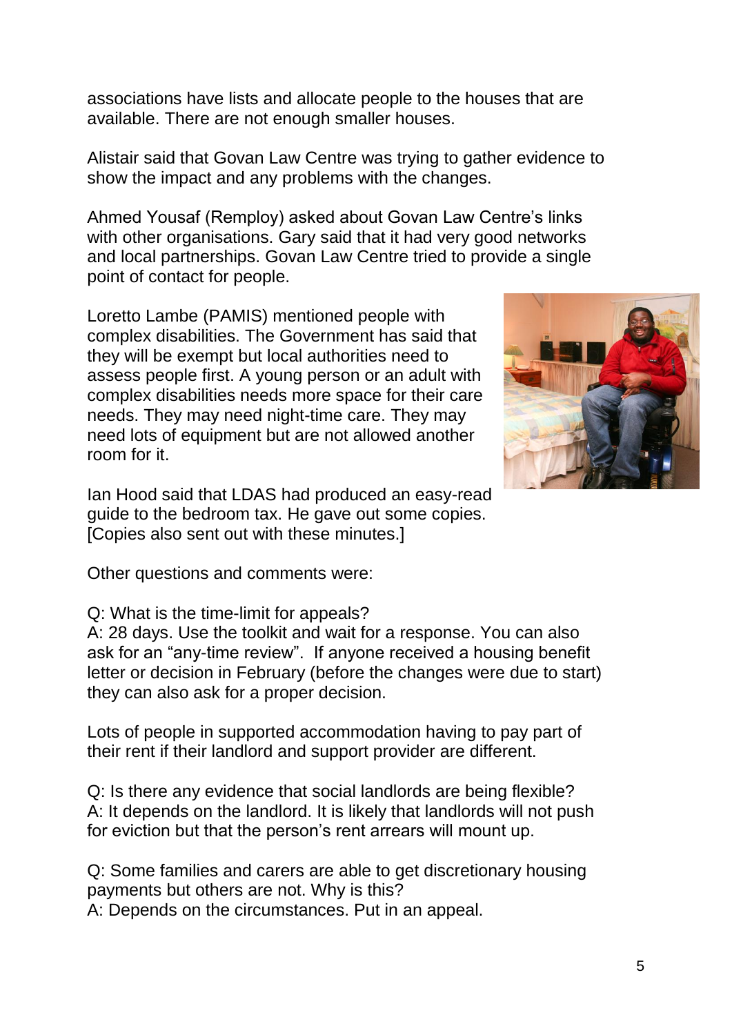associations have lists and allocate people to the houses that are available. There are not enough smaller houses.

Alistair said that Govan Law Centre was trying to gather evidence to show the impact and any problems with the changes.

Ahmed Yousaf (Remploy) asked about Govan Law Centre's links with other organisations. Gary said that it had very good networks and local partnerships. Govan Law Centre tried to provide a single point of contact for people.

Loretto Lambe (PAMIS) mentioned people with complex disabilities. The Government has said that they will be exempt but local authorities need to assess people first. A young person or an adult with complex disabilities needs more space for their care needs. They may need night-time care. They may need lots of equipment but are not allowed another room for it.

Ian Hood said that LDAS had produced an easy-read guide to the bedroom tax. He gave out some copies. [Copies also sent out with these minutes.]

Other questions and comments were:

Q: What is the time-limit for appeals?
A: 28 days. Use the toolkit and wait for a response. You can also ask for an "any-time review". If anyone received a housing benefit letter or decision in February (before the changes were due to start) they can also ask for a proper decision.

Lots of people in supported accommodation having to pay part of their rent if their landlord and support provider are different.

Q: Is there any evidence that social landlords are being flexible?
A: It depends on the landlord. It is likely that landlords will not push for eviction but that the person's rent arrears will mount up.

Q: Some families and carers are able to get discretionary housing payments but others are not. Why is this?
A: Depends on the circumstances. Put in an appeal.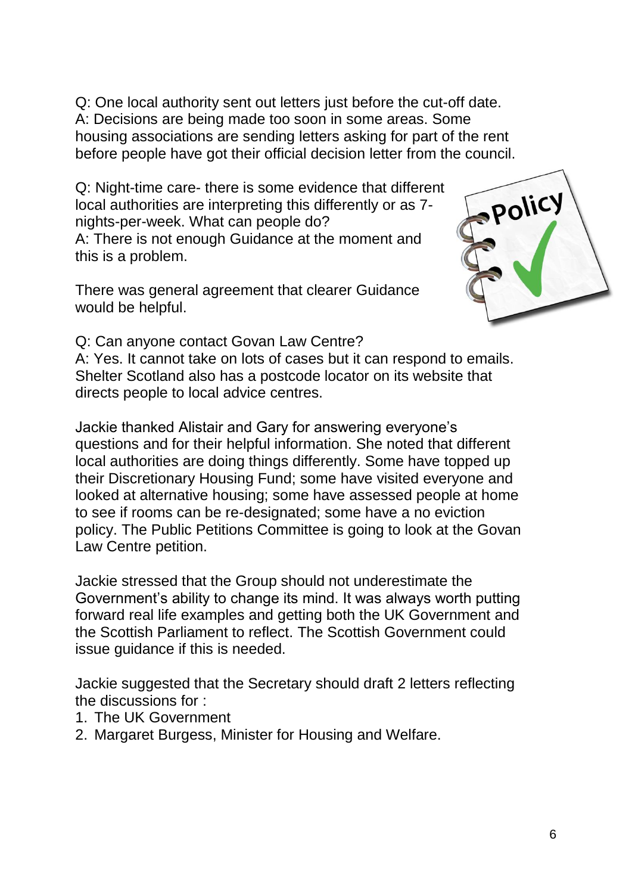Q: One local authority sent out letters just before the cut-off date.
A: Decisions are being made too soon in some areas. Some housing associations are sending letters asking for part of the rent before people have got their official decision letter from the council.

Q: Night-time care- there is some evidence that different local authorities are interpreting this differently or as 7-nights-per-week. What can people do?
A: There is not enough Guidance at the moment and this is a problem.

There was general agreement that clearer Guidance would be helpful.

Q: Can anyone contact Govan Law Centre?
A: Yes. It cannot take on lots of cases but it can respond to emails. Shelter Scotland also has a postcode locator on its website that directs people to local advice centres.

Jackie thanked Alistair and Gary for answering everyone's questions and for their helpful information. She noted that different local authorities are doing things differently. Some have topped up their Discretionary Housing Fund; some have visited everyone and looked at alternative housing; some have assessed people at home to see if rooms can be re-designated; some have a no eviction policy. The Public Petitions Committee is going to look at the Govan Law Centre petition.

Jackie stressed that the Group should not underestimate the Government's ability to change its mind. It was always worth putting forward real life examples and getting both the UK Government and the Scottish Parliament to reflect. The Scottish Government could issue guidance if this is needed.

Jackie suggested that the Secretary should draft 2 letters reflecting the discussions for :

1. The UK Government
2. Margaret Burgess, Minister for Housing and Welfare.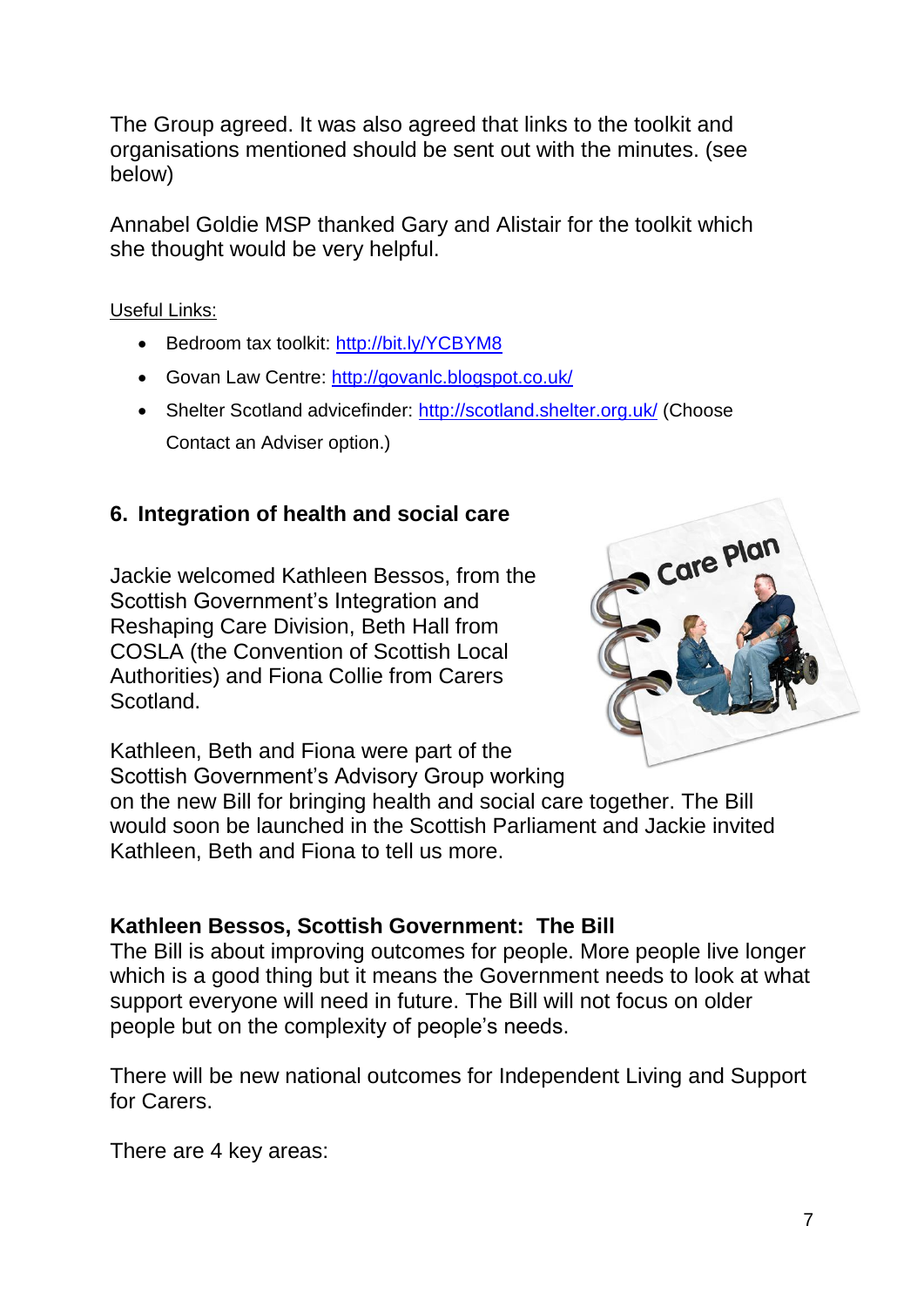The Group agreed. It was also agreed that links to the toolkit and organisations mentioned should be sent out with the minutes. (see below)

Annabel Goldie MSP thanked Gary and Alistair for the toolkit which she thought would be very helpful.

Useful Links:

- Bedroom tax toolkit: http://bit.ly/YCBYM8
- Govan Law Centre: http://govanlc.blogspot.co.uk/
- Shelter Scotland advicefinder: http://scotland.shelter.org.uk/ (Choose Contact an Adviser option.)

## 6. Integration of health and social care

Jackie welcomed Kathleen Bessos, from the Scottish Government's Integration and Reshaping Care Division, Beth Hall from COSLA (the Convention of Scottish Local Authorities) and Fiona Collie from Carers Scotland.

Kathleen, Beth and Fiona were part of the Scottish Government's Advisory Group working on the new Bill for bringing health and social care together. The Bill would soon be launched in the Scottish Parliament and Jackie invited Kathleen, Beth and Fiona to tell us more.

**Kathleen Bessos, Scottish Government: The Bill**

The Bill is about improving outcomes for people. More people live longer which is a good thing but it means the Government needs to look at what support everyone will need in future. The Bill will not focus on older people but on the complexity of people's needs.

There will be new national outcomes for Independent Living and Support for Carers.

There are 4 key areas: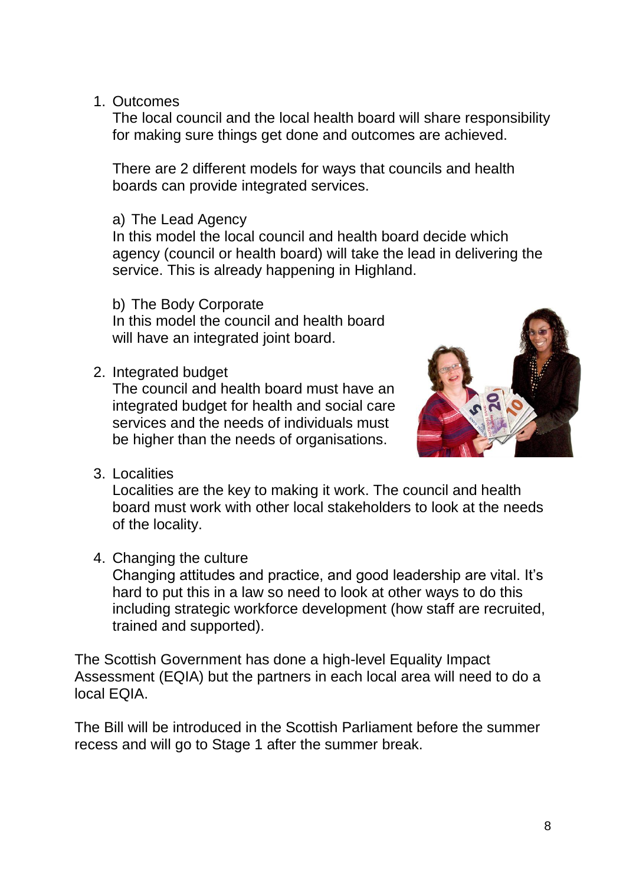1. Outcomes
   The local council and the local health board will share responsibility for making sure things get done and outcomes are achieved.

   There are 2 different models for ways that councils and health boards can provide integrated services.

   a) The Lead Agency
   In this model the local council and health board decide which agency (council or health board) will take the lead in delivering the service. This is already happening in Highland.

   b) The Body Corporate
   In this model the council and health board will have an integrated joint board.

2. Integrated budget
   The council and health board must have an integrated budget for health and social care services and the needs of individuals must be higher than the needs of organisations.

3. Localities
   Localities are the key to making it work. The council and health board must work with other local stakeholders to look at the needs of the locality.

4. Changing the culture
   Changing attitudes and practice, and good leadership are vital. It's hard to put this in a law so need to look at other ways to do this including strategic workforce development (how staff are recruited, trained and supported).

The Scottish Government has done a high-level Equality Impact Assessment (EQIA) but the partners in each local area will need to do a local EQIA.

The Bill will be introduced in the Scottish Parliament before the summer recess and will go to Stage 1 after the summer break.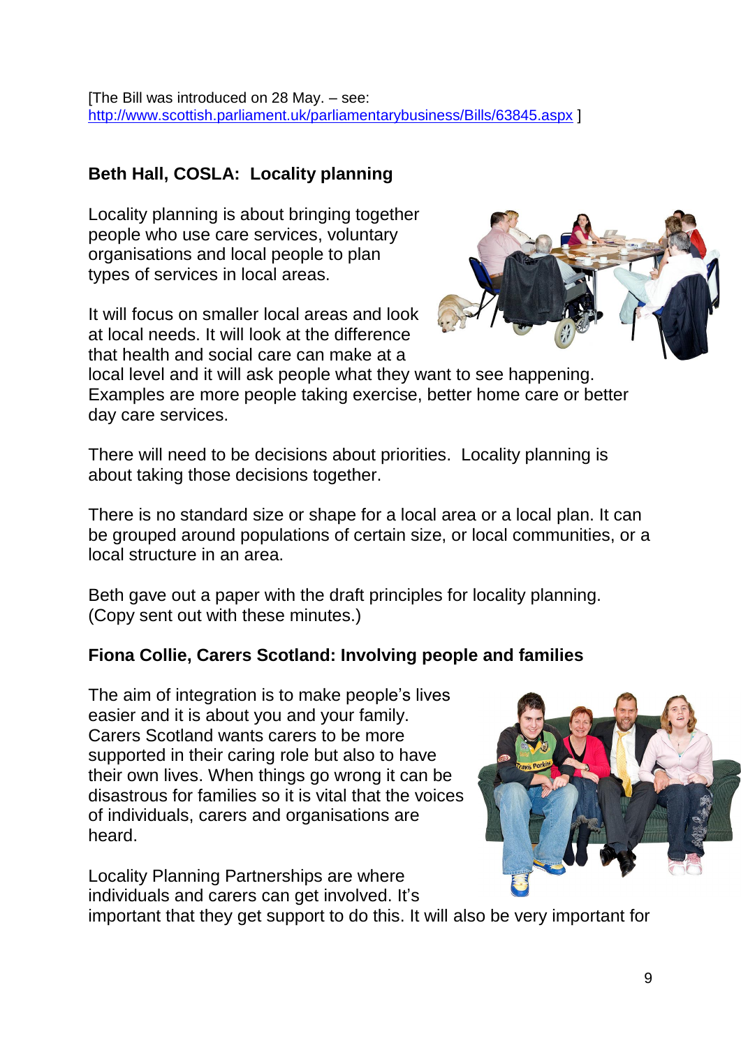[The Bill was introduced on 28 May. – see: http://www.scottish.parliament.uk/parliamentarybusiness/Bills/63845.aspx ]

**Beth Hall, COSLA: Locality planning**

Locality planning is about bringing together people who use care services, voluntary organisations and local people to plan types of services in local areas.

It will focus on smaller local areas and look at local needs. It will look at the difference that health and social care can make at a local level and it will ask people what they want to see happening. Examples are more people taking exercise, better home care or better day care services.

There will need to be decisions about priorities. Locality planning is about taking those decisions together.

There is no standard size or shape for a local area or a local plan. It can be grouped around populations of certain size, or local communities, or a local structure in an area.

Beth gave out a paper with the draft principles for locality planning. (Copy sent out with these minutes.)

**Fiona Collie, Carers Scotland: Involving people and families**

The aim of integration is to make people's lives easier and it is about you and your family. Carers Scotland wants carers to be more supported in their caring role but also to have their own lives. When things go wrong it can be disastrous for families so it is vital that the voices of individuals, carers and organisations are heard.

Locality Planning Partnerships are where individuals and carers can get involved. It's important that they get support to do this. It will also be very important for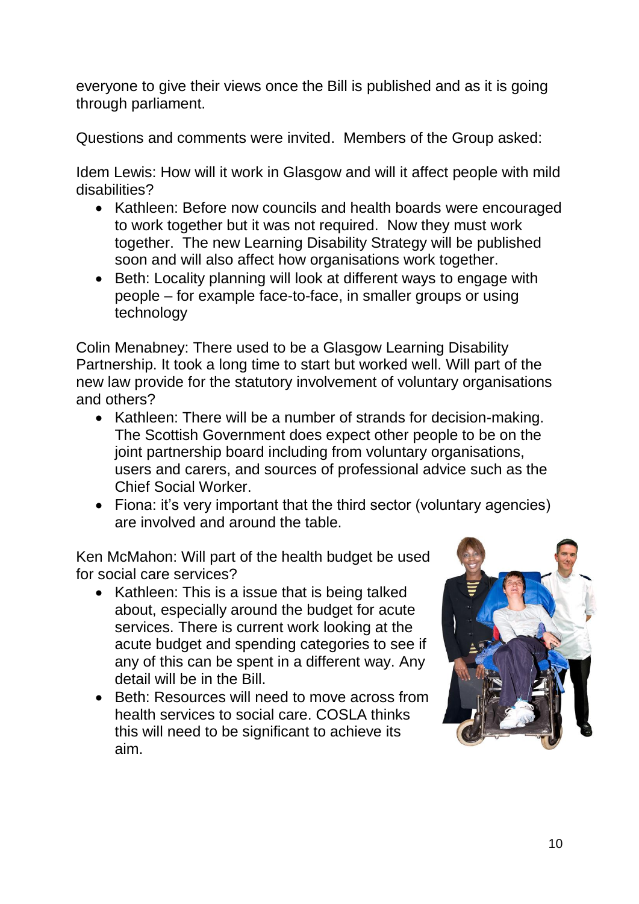everyone to give their views once the Bill is published and as it is going through parliament.

Questions and comments were invited. Members of the Group asked:

Idem Lewis: How will it work in Glasgow and will it affect people with mild disabilities?

- Kathleen: Before now councils and health boards were encouraged to work together but it was not required. Now they must work together. The new Learning Disability Strategy will be published soon and will also affect how organisations work together.
- Beth: Locality planning will look at different ways to engage with people – for example face-to-face, in smaller groups or using technology

Colin Menabney: There used to be a Glasgow Learning Disability Partnership. It took a long time to start but worked well. Will part of the new law provide for the statutory involvement of voluntary organisations and others?

- Kathleen: There will be a number of strands for decision-making. The Scottish Government does expect other people to be on the joint partnership board including from voluntary organisations, users and carers, and sources of professional advice such as the Chief Social Worker.
- Fiona: it's very important that the third sector (voluntary agencies) are involved and around the table.

Ken McMahon: Will part of the health budget be used for social care services?

- Kathleen: This is a issue that is being talked about, especially around the budget for acute services. There is current work looking at the acute budget and spending categories to see if any of this can be spent in a different way. Any detail will be in the Bill.
- Beth: Resources will need to move across from health services to social care. COSLA thinks this will need to be significant to achieve its aim.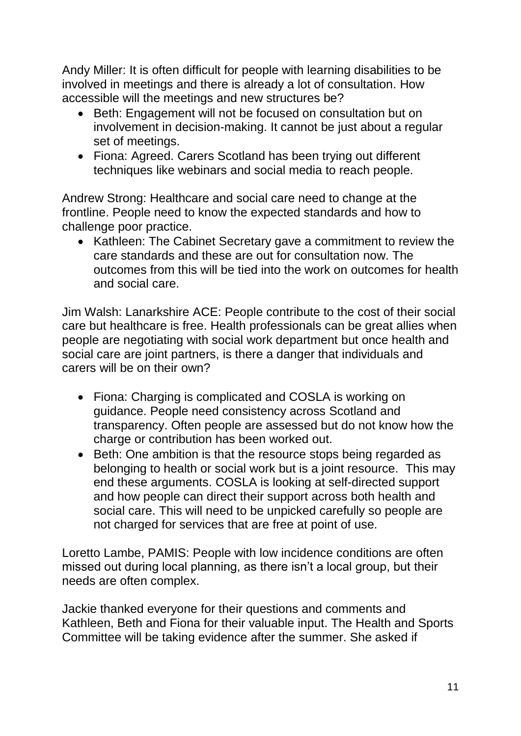Andy Miller: It is often difficult for people with learning disabilities to be involved in meetings and there is already a lot of consultation. How accessible will the meetings and new structures be?

- Beth: Engagement will not be focused on consultation but on involvement in decision-making. It cannot be just about a regular set of meetings.
- Fiona: Agreed. Carers Scotland has been trying out different techniques like webinars and social media to reach people.

Andrew Strong: Healthcare and social care need to change at the frontline. People need to know the expected standards and how to challenge poor practice.

- Kathleen: The Cabinet Secretary gave a commitment to review the care standards and these are out for consultation now. The outcomes from this will be tied into the work on outcomes for health and social care.

Jim Walsh: Lanarkshire ACE: People contribute to the cost of their social care but healthcare is free. Health professionals can be great allies when people are negotiating with social work department but once health and social care are joint partners, is there a danger that individuals and carers will be on their own?

- Fiona: Charging is complicated and COSLA is working on guidance. People need consistency across Scotland and transparency. Often people are assessed but do not know how the charge or contribution has been worked out.
- Beth: One ambition is that the resource stops being regarded as belonging to health or social work but is a joint resource. This may end these arguments. COSLA is looking at self-directed support and how people can direct their support across both health and social care. This will need to be unpicked carefully so people are not charged for services that are free at point of use.

Loretto Lambe, PAMIS: People with low incidence conditions are often missed out during local planning, as there isn't a local group, but their needs are often complex.

Jackie thanked everyone for their questions and comments and Kathleen, Beth and Fiona for their valuable input. The Health and Sports Committee will be taking evidence after the summer. She asked if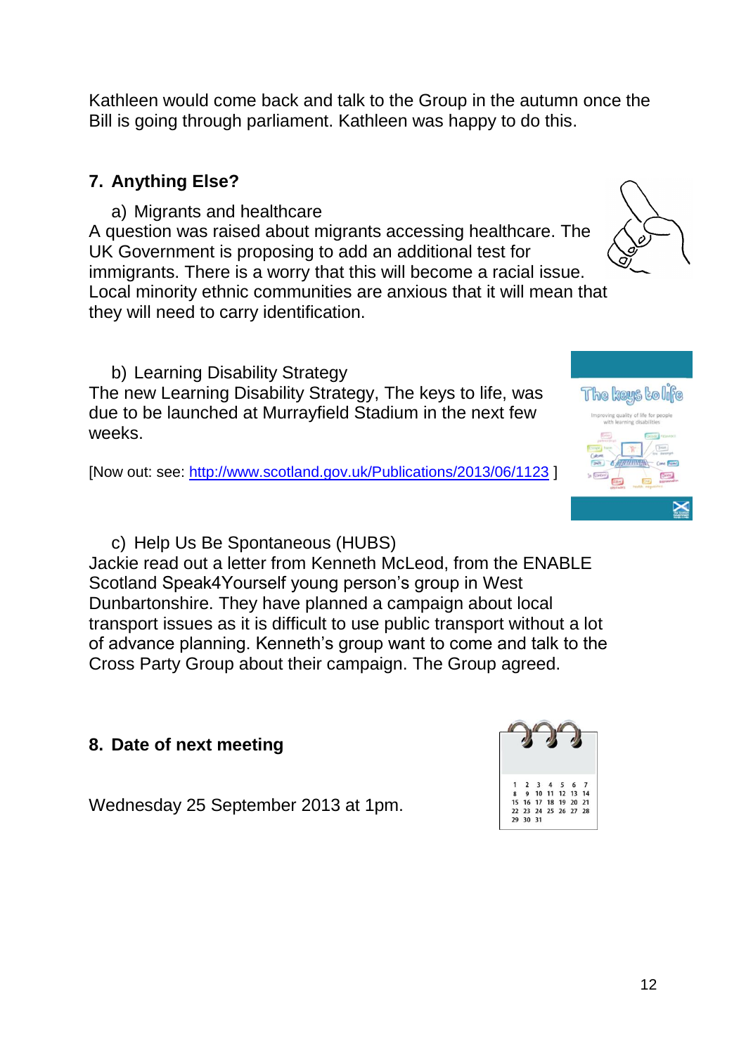Kathleen would come back and talk to the Group in the autumn once the Bill is going through parliament. Kathleen was happy to do this.

## 7. Anything Else?

a) Migrants and healthcare

A question was raised about migrants accessing healthcare. The UK Government is proposing to add an additional test for immigrants. There is a worry that this will become a racial issue. Local minority ethnic communities are anxious that it will mean that they will need to carry identification.

b) Learning Disability Strategy

The new Learning Disability Strategy, The keys to life, was due to be launched at Murrayfield Stadium in the next few weeks.

[Now out: see: http://www.scotland.gov.uk/Publications/2013/06/1123 ]

c) Help Us Be Spontaneous (HUBS)

Jackie read out a letter from Kenneth McLeod, from the ENABLE Scotland Speak4Yourself young person's group in West Dunbartonshire. They have planned a campaign about local transport issues as it is difficult to use public transport without a lot of advance planning. Kenneth's group want to come and talk to the Cross Party Group about their campaign. The Group agreed.

## 8. Date of next meeting

Wednesday 25 September 2013 at 1pm.